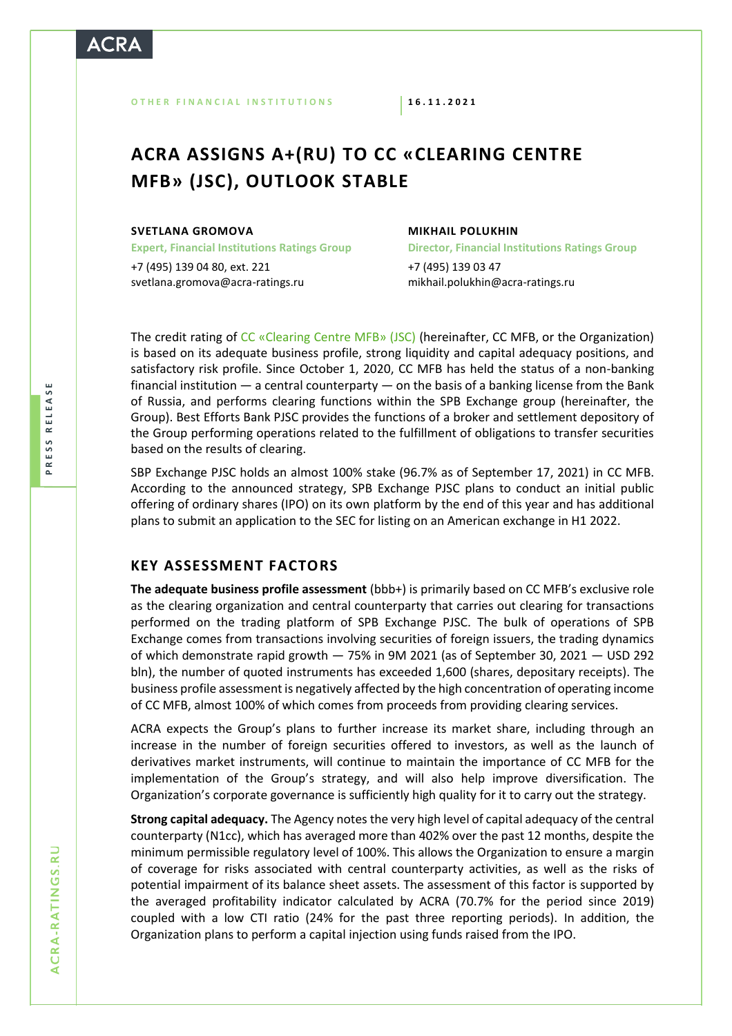OTHER FINANCIAL INSTITUTIONS

16.11.2021

# ACRA ASSIGNS A+(RU) TO CC «CLEARING CENTRE MFB» (JSC), OUTLOOK STABLE

**SVETLANA GROMOVA**
Expert, Financial Institutions Ratings Group
+7 (495) 139 04 80, ext. 221
svetlana.gromova@acra-ratings.ru

**MIKHAIL POLUKHIN**
Director, Financial Institutions Ratings Group
+7 (495) 139 03 47
mikhail.polukhin@acra-ratings.ru

The credit rating of CC «Clearing Centre MFB» (JSC) (hereinafter, CC MFB, or the Organization) is based on its adequate business profile, strong liquidity and capital adequacy positions, and satisfactory risk profile. Since October 1, 2020, CC MFB has held the status of a non-banking financial institution — a central counterparty — on the basis of a banking license from the Bank of Russia, and performs clearing functions within the SPB Exchange group (hereinafter, the Group). Best Efforts Bank PJSC provides the functions of a broker and settlement depository of the Group performing operations related to the fulfillment of obligations to transfer securities based on the results of clearing.

SBP Exchange PJSC holds an almost 100% stake (96.7% as of September 17, 2021) in CC MFB. According to the announced strategy, SPB Exchange PJSC plans to conduct an initial public offering of ordinary shares (IPO) on its own platform by the end of this year and has additional plans to submit an application to the SEC for listing on an American exchange in H1 2022.

## KEY ASSESSMENT FACTORS

**The adequate business profile assessment** (bbb+) is primarily based on CC MFB's exclusive role as the clearing organization and central counterparty that carries out clearing for transactions performed on the trading platform of SPB Exchange PJSC. The bulk of operations of SPB Exchange comes from transactions involving securities of foreign issuers, the trading dynamics of which demonstrate rapid growth — 75% in 9M 2021 (as of September 30, 2021 — USD 292 bln), the number of quoted instruments has exceeded 1,600 (shares, depositary receipts). The business profile assessment is negatively affected by the high concentration of operating income of CC MFB, almost 100% of which comes from proceeds from providing clearing services.

ACRA expects the Group's plans to further increase its market share, including through an increase in the number of foreign securities offered to investors, as well as the launch of derivatives market instruments, will continue to maintain the importance of CC MFB for the implementation of the Group's strategy, and will also help improve diversification. The Organization's corporate governance is sufficiently high quality for it to carry out the strategy.

**Strong capital adequacy.** The Agency notes the very high level of capital adequacy of the central counterparty (N1cc), which has averaged more than 402% over the past 12 months, despite the minimum permissible regulatory level of 100%. This allows the Organization to ensure a margin of coverage for risks associated with central counterparty activities, as well as the risks of potential impairment of its balance sheet assets. The assessment of this factor is supported by the averaged profitability indicator calculated by ACRA (70.7% for the period since 2019) coupled with a low CTI ratio (24% for the past three reporting periods). In addition, the Organization plans to perform a capital injection using funds raised from the IPO.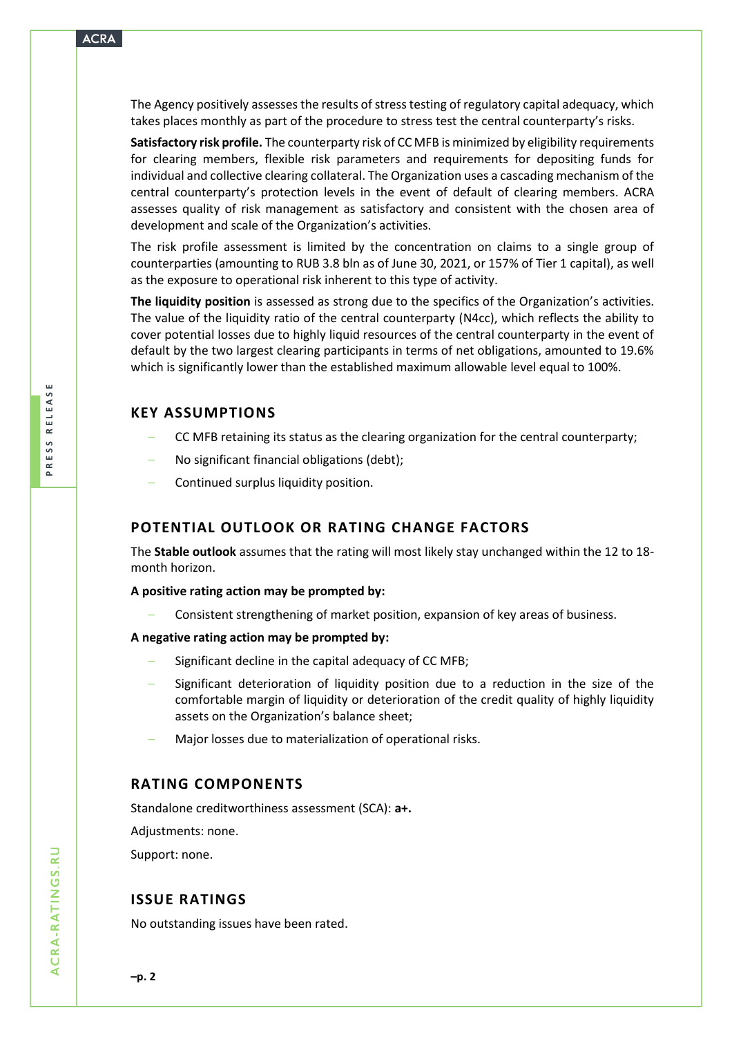The Agency positively assesses the results of stress testing of regulatory capital adequacy, which takes places monthly as part of the procedure to stress test the central counterparty's risks.

**Satisfactory risk profile.** The counterparty risk of CC MFB is minimized by eligibility requirements for clearing members, flexible risk parameters and requirements for depositing funds for individual and collective clearing collateral. The Organization uses a cascading mechanism of the central counterparty's protection levels in the event of default of clearing members. ACRA assesses quality of risk management as satisfactory and consistent with the chosen area of development and scale of the Organization's activities.

The risk profile assessment is limited by the concentration on claims to a single group of counterparties (amounting to RUB 3.8 bln as of June 30, 2021, or 157% of Tier 1 capital), as well as the exposure to operational risk inherent to this type of activity.

**The liquidity position** is assessed as strong due to the specifics of the Organization's activities. The value of the liquidity ratio of the central counterparty (N4cc), which reflects the ability to cover potential losses due to highly liquid resources of the central counterparty in the event of default by the two largest clearing participants in terms of net obligations, amounted to 19.6% which is significantly lower than the established maximum allowable level equal to 100%.

## KEY ASSUMPTIONS

- CC MFB retaining its status as the clearing organization for the central counterparty;
- No significant financial obligations (debt);
- Continued surplus liquidity position.

## POTENTIAL OUTLOOK OR RATING CHANGE FACTORS

The **Stable outlook** assumes that the rating will most likely stay unchanged within the 12 to 18-month horizon.

**A positive rating action may be prompted by:**

- Consistent strengthening of market position, expansion of key areas of business.

**A negative rating action may be prompted by:**

- Significant decline in the capital adequacy of CC MFB;
- Significant deterioration of liquidity position due to a reduction in the size of the comfortable margin of liquidity or deterioration of the credit quality of highly liquidity assets on the Organization's balance sheet;
- Major losses due to materialization of operational risks.

## RATING COMPONENTS

Standalone creditworthiness assessment (SCA): **a+.**

Adjustments: none.

Support: none.

## ISSUE RATINGS

No outstanding issues have been rated.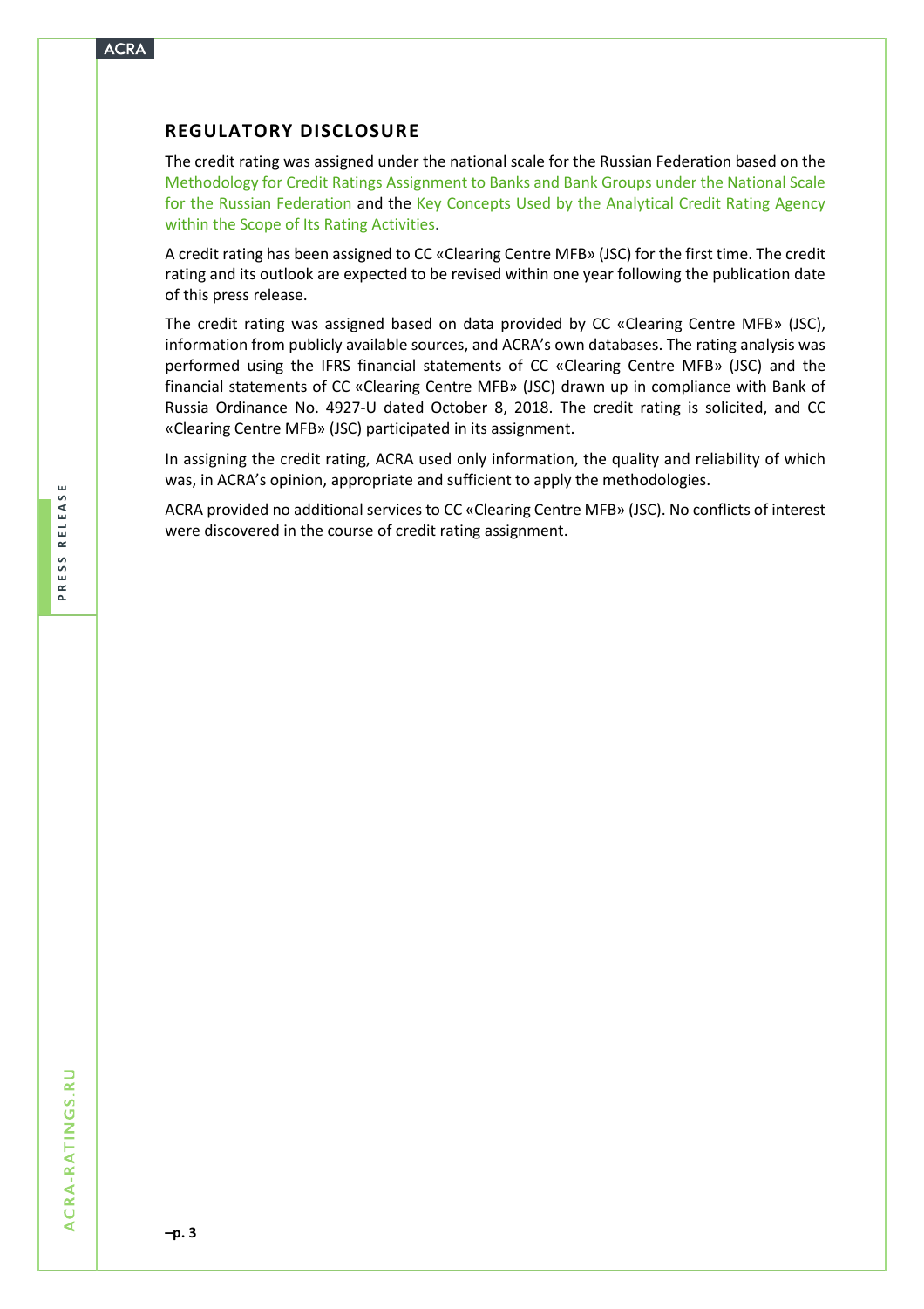## REGULATORY DISCLOSURE

The credit rating was assigned under the national scale for the Russian Federation based on the Methodology for Credit Ratings Assignment to Banks and Bank Groups under the National Scale for the Russian Federation and the Key Concepts Used by the Analytical Credit Rating Agency within the Scope of Its Rating Activities.

A credit rating has been assigned to CC «Clearing Centre MFB» (JSC) for the first time. The credit rating and its outlook are expected to be revised within one year following the publication date of this press release.

The credit rating was assigned based on data provided by CC «Clearing Centre MFB» (JSC), information from publicly available sources, and ACRA's own databases. The rating analysis was performed using the IFRS financial statements of CC «Clearing Centre MFB» (JSC) and the financial statements of CC «Clearing Centre MFB» (JSC) drawn up in compliance with Bank of Russia Ordinance No. 4927-U dated October 8, 2018. The credit rating is solicited, and CC «Clearing Centre MFB» (JSC) participated in its assignment.

In assigning the credit rating, ACRA used only information, the quality and reliability of which was, in ACRA's opinion, appropriate and sufficient to apply the methodologies.

ACRA provided no additional services to CC «Clearing Centre MFB» (JSC). No conflicts of interest were discovered in the course of credit rating assignment.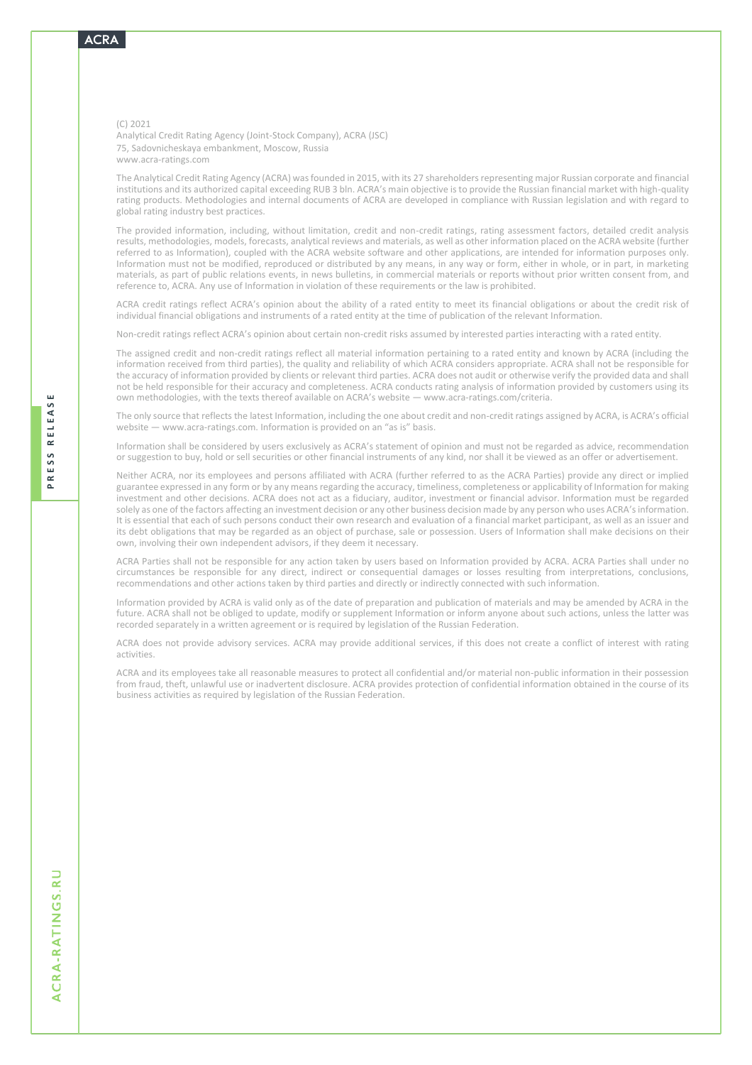(C) 2021
Analytical Credit Rating Agency (Joint-Stock Company), ACRA (JSC)
75, Sadovnicheskaya embankment, Moscow, Russia
www.acra-ratings.com

The Analytical Credit Rating Agency (ACRA) was founded in 2015, with its 27 shareholders representing major Russian corporate and financial institutions and its authorized capital exceeding RUB 3 bln. ACRA's main objective is to provide the Russian financial market with high-quality rating products. Methodologies and internal documents of ACRA are developed in compliance with Russian legislation and with regard to global rating industry best practices.

The provided information, including, without limitation, credit and non-credit ratings, rating assessment factors, detailed credit analysis results, methodologies, models, forecasts, analytical reviews and materials, as well as other information placed on the ACRA website (further referred to as Information), coupled with the ACRA website software and other applications, are intended for information purposes only. Information must not be modified, reproduced or distributed by any means, in any way or form, either in whole, or in part, in marketing materials, as part of public relations events, in news bulletins, in commercial materials or reports without prior written consent from, and reference to, ACRA. Any use of Information in violation of these requirements or the law is prohibited.

ACRA credit ratings reflect ACRA's opinion about the ability of a rated entity to meet its financial obligations or about the credit risk of individual financial obligations and instruments of a rated entity at the time of publication of the relevant Information.

Non-credit ratings reflect ACRA's opinion about certain non-credit risks assumed by interested parties interacting with a rated entity.

The assigned credit and non-credit ratings reflect all material information pertaining to a rated entity and known by ACRA (including the information received from third parties), the quality and reliability of which ACRA considers appropriate. ACRA shall not be responsible for the accuracy of information provided by clients or relevant third parties. ACRA does not audit or otherwise verify the provided data and shall not be held responsible for their accuracy and completeness. ACRA conducts rating analysis of information provided by customers using its own methodologies, with the texts thereof available on ACRA's website — www.acra-ratings.com/criteria.

The only source that reflects the latest Information, including the one about credit and non-credit ratings assigned by ACRA, is ACRA's official website — www.acra-ratings.com. Information is provided on an "as is" basis.

Information shall be considered by users exclusively as ACRA's statement of opinion and must not be regarded as advice, recommendation or suggestion to buy, hold or sell securities or other financial instruments of any kind, nor shall it be viewed as an offer or advertisement.

Neither ACRA, nor its employees and persons affiliated with ACRA (further referred to as the ACRA Parties) provide any direct or implied guarantee expressed in any form or by any means regarding the accuracy, timeliness, completeness or applicability of Information for making investment and other decisions. ACRA does not act as a fiduciary, auditor, investment or financial advisor. Information must be regarded solely as one of the factors affecting an investment decision or any other business decision made by any person who uses ACRA's information. It is essential that each of such persons conduct their own research and evaluation of a financial market participant, as well as an issuer and its debt obligations that may be regarded as an object of purchase, sale or possession. Users of Information shall make decisions on their own, involving their own independent advisors, if they deem it necessary.

ACRA Parties shall not be responsible for any action taken by users based on Information provided by ACRA. ACRA Parties shall under no circumstances be responsible for any direct, indirect or consequential damages or losses resulting from interpretations, conclusions, recommendations and other actions taken by third parties and directly or indirectly connected with such information.

Information provided by ACRA is valid only as of the date of preparation and publication of materials and may be amended by ACRA in the future. ACRA shall not be obliged to update, modify or supplement Information or inform anyone about such actions, unless the latter was recorded separately in a written agreement or is required by legislation of the Russian Federation.

ACRA does not provide advisory services. ACRA may provide additional services, if this does not create a conflict of interest with rating activities.

ACRA and its employees take all reasonable measures to protect all confidential and/or material non-public information in their possession from fraud, theft, unlawful use or inadvertent disclosure. ACRA provides protection of confidential information obtained in the course of its business activities as required by legislation of the Russian Federation.